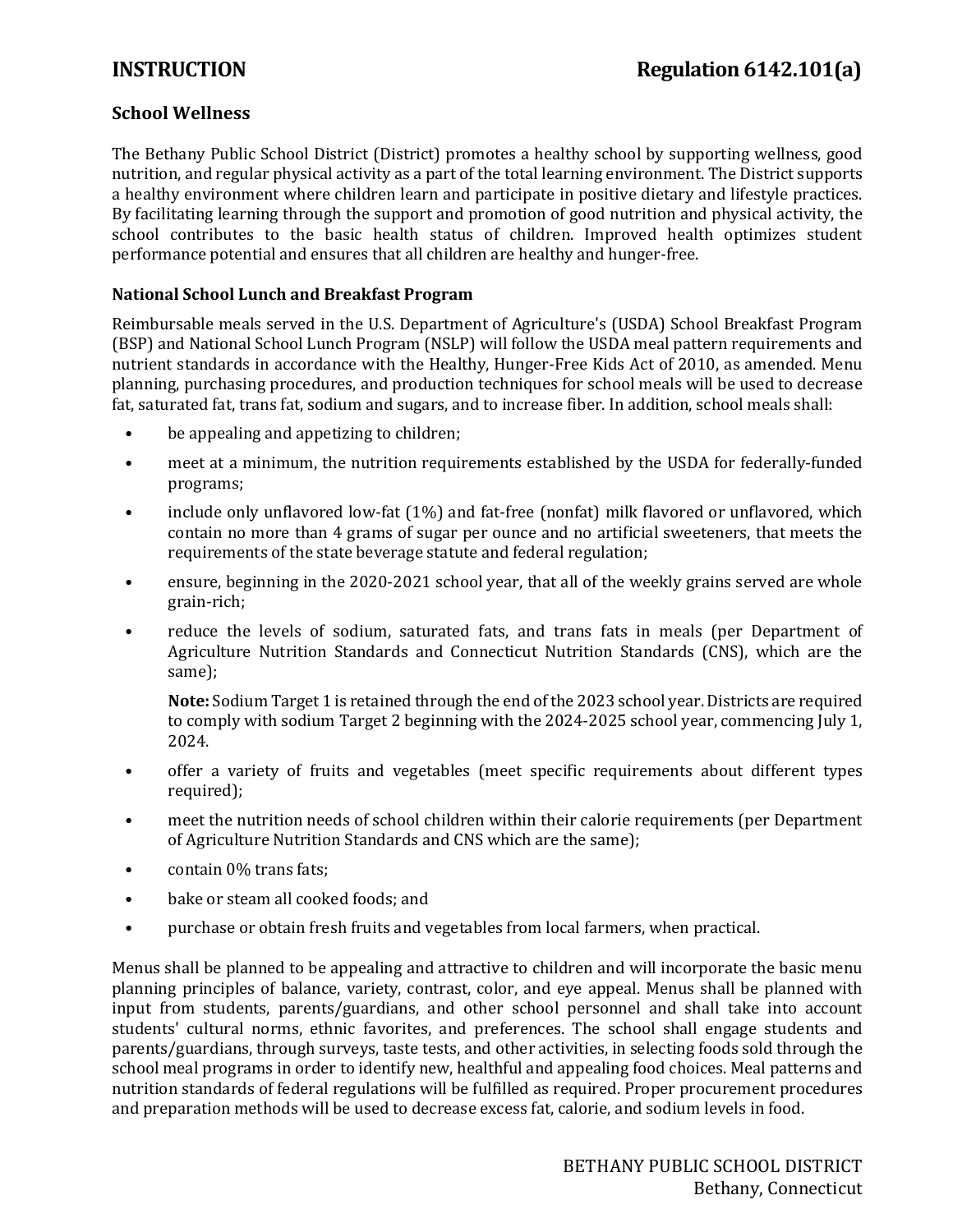**INSTRUCTION** **Regulation 6142.101(a)**

## School Wellness

The Bethany Public School District (District) promotes a healthy school by supporting wellness, good nutrition, and regular physical activity as a part of the total learning environment. The District supports a healthy environment where children learn and participate in positive dietary and lifestyle practices. By facilitating learning through the support and promotion of good nutrition and physical activity, the school contributes to the basic health status of children. Improved health optimizes student performance potential and ensures that all children are healthy and hunger-free.

### National School Lunch and Breakfast Program

Reimbursable meals served in the U.S. Department of Agriculture's (USDA) School Breakfast Program (BSP) and National School Lunch Program (NSLP) will follow the USDA meal pattern requirements and nutrient standards in accordance with the Healthy, Hunger-Free Kids Act of 2010, as amended. Menu planning, purchasing procedures, and production techniques for school meals will be used to decrease fat, saturated fat, trans fat, sodium and sugars, and to increase fiber. In addition, school meals shall:

- be appealing and appetizing to children;
- meet at a minimum, the nutrition requirements established by the USDA for federally-funded programs;
- include only unflavored low-fat (1%) and fat-free (nonfat) milk flavored or unflavored, which contain no more than 4 grams of sugar per ounce and no artificial sweeteners, that meets the requirements of the state beverage statute and federal regulation;
- ensure, beginning in the 2020-2021 school year, that all of the weekly grains served are whole grain-rich;
- reduce the levels of sodium, saturated fats, and trans fats in meals (per Department of Agriculture Nutrition Standards and Connecticut Nutrition Standards (CNS), which are the same);

  **Note:** Sodium Target 1 is retained through the end of the 2023 school year. Districts are required to comply with sodium Target 2 beginning with the 2024-2025 school year, commencing July 1, 2024.

- offer a variety of fruits and vegetables (meet specific requirements about different types required);
- meet the nutrition needs of school children within their calorie requirements (per Department of Agriculture Nutrition Standards and CNS which are the same);
- contain 0% trans fats;
- bake or steam all cooked foods; and
- purchase or obtain fresh fruits and vegetables from local farmers, when practical.

Menus shall be planned to be appealing and attractive to children and will incorporate the basic menu planning principles of balance, variety, contrast, color, and eye appeal. Menus shall be planned with input from students, parents/guardians, and other school personnel and shall take into account students' cultural norms, ethnic favorites, and preferences. The school shall engage students and parents/guardians, through surveys, taste tests, and other activities, in selecting foods sold through the school meal programs in order to identify new, healthful and appealing food choices. Meal patterns and nutrition standards of federal regulations will be fulfilled as required. Proper procurement procedures and preparation methods will be used to decrease excess fat, calorie, and sodium levels in food.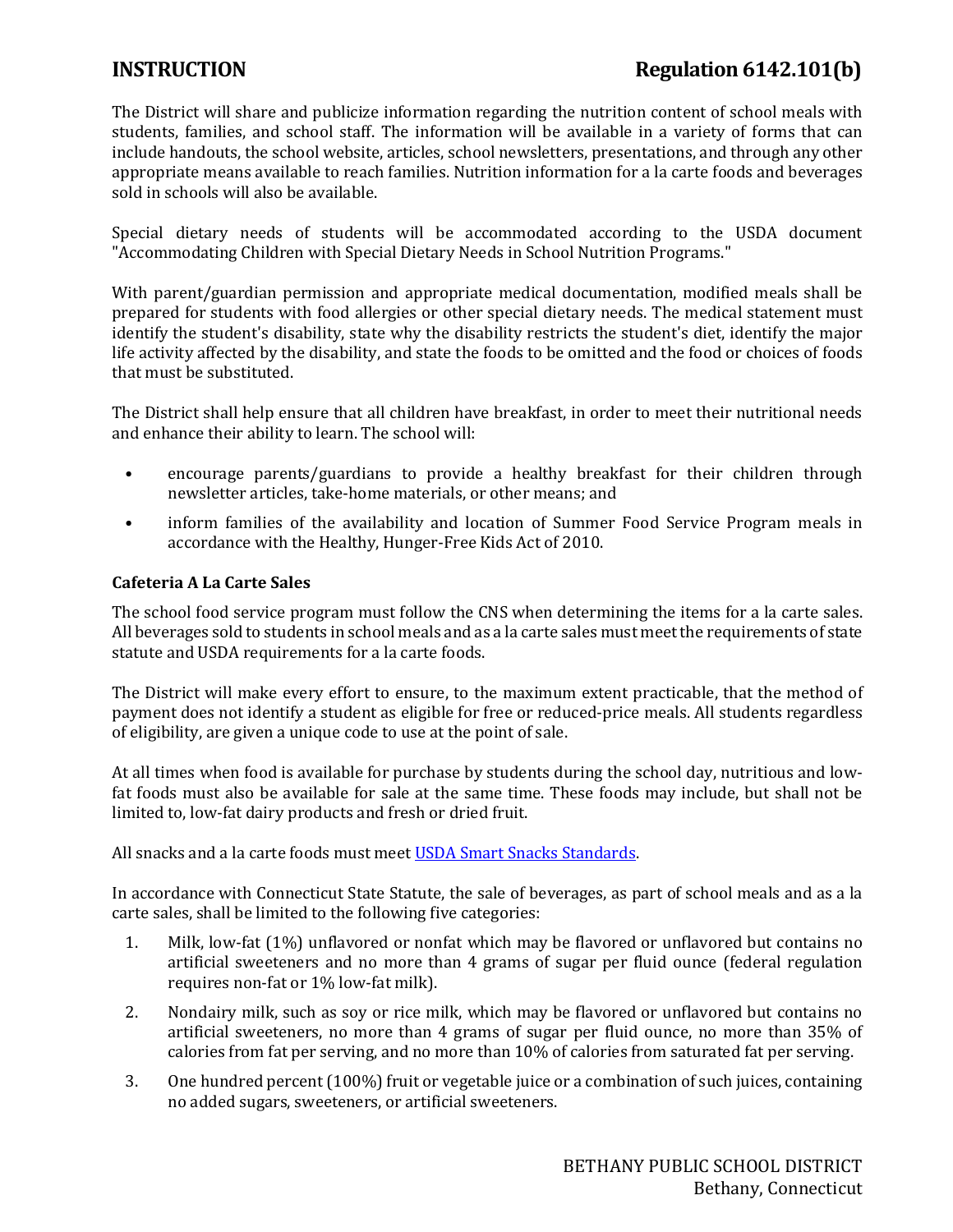The District will share and publicize information regarding the nutrition content of school meals with students, families, and school staff. The information will be available in a variety of forms that can include handouts, the school website, articles, school newsletters, presentations, and through any other appropriate means available to reach families. Nutrition information for a la carte foods and beverages sold in schools will also be available.

Special dietary needs of students will be accommodated according to the USDA document "Accommodating Children with Special Dietary Needs in School Nutrition Programs."

With parent/guardian permission and appropriate medical documentation, modified meals shall be prepared for students with food allergies or other special dietary needs. The medical statement must identify the student's disability, state why the disability restricts the student's diet, identify the major life activity affected by the disability, and state the foods to be omitted and the food or choices of foods that must be substituted.

The District shall help ensure that all children have breakfast, in order to meet their nutritional needs and enhance their ability to learn. The school will:

- encourage parents/guardians to provide a healthy breakfast for their children through newsletter articles, take-home materials, or other means; and
- inform families of the availability and location of Summer Food Service Program meals in accordance with the Healthy, Hunger-Free Kids Act of 2010.

**Cafeteria A La Carte Sales**

The school food service program must follow the CNS when determining the items for a la carte sales. All beverages sold to students in school meals and as a la carte sales must meet the requirements of state statute and USDA requirements for a la carte foods.

The District will make every effort to ensure, to the maximum extent practicable, that the method of payment does not identify a student as eligible for free or reduced-price meals. All students regardless of eligibility, are given a unique code to use at the point of sale.

At all times when food is available for purchase by students during the school day, nutritious and low-fat foods must also be available for sale at the same time. These foods may include, but shall not be limited to, low-fat dairy products and fresh or dried fruit.

All snacks and a la carte foods must meet USDA Smart Snacks Standards.

In accordance with Connecticut State Statute, the sale of beverages, as part of school meals and as a la carte sales, shall be limited to the following five categories:

1. Milk, low-fat (1%) unflavored or nonfat which may be flavored or unflavored but contains no artificial sweeteners and no more than 4 grams of sugar per fluid ounce (federal regulation requires non-fat or 1% low-fat milk).
2. Nondairy milk, such as soy or rice milk, which may be flavored or unflavored but contains no artificial sweeteners, no more than 4 grams of sugar per fluid ounce, no more than 35% of calories from fat per serving, and no more than 10% of calories from saturated fat per serving.
3. One hundred percent (100%) fruit or vegetable juice or a combination of such juices, containing no added sugars, sweeteners, or artificial sweeteners.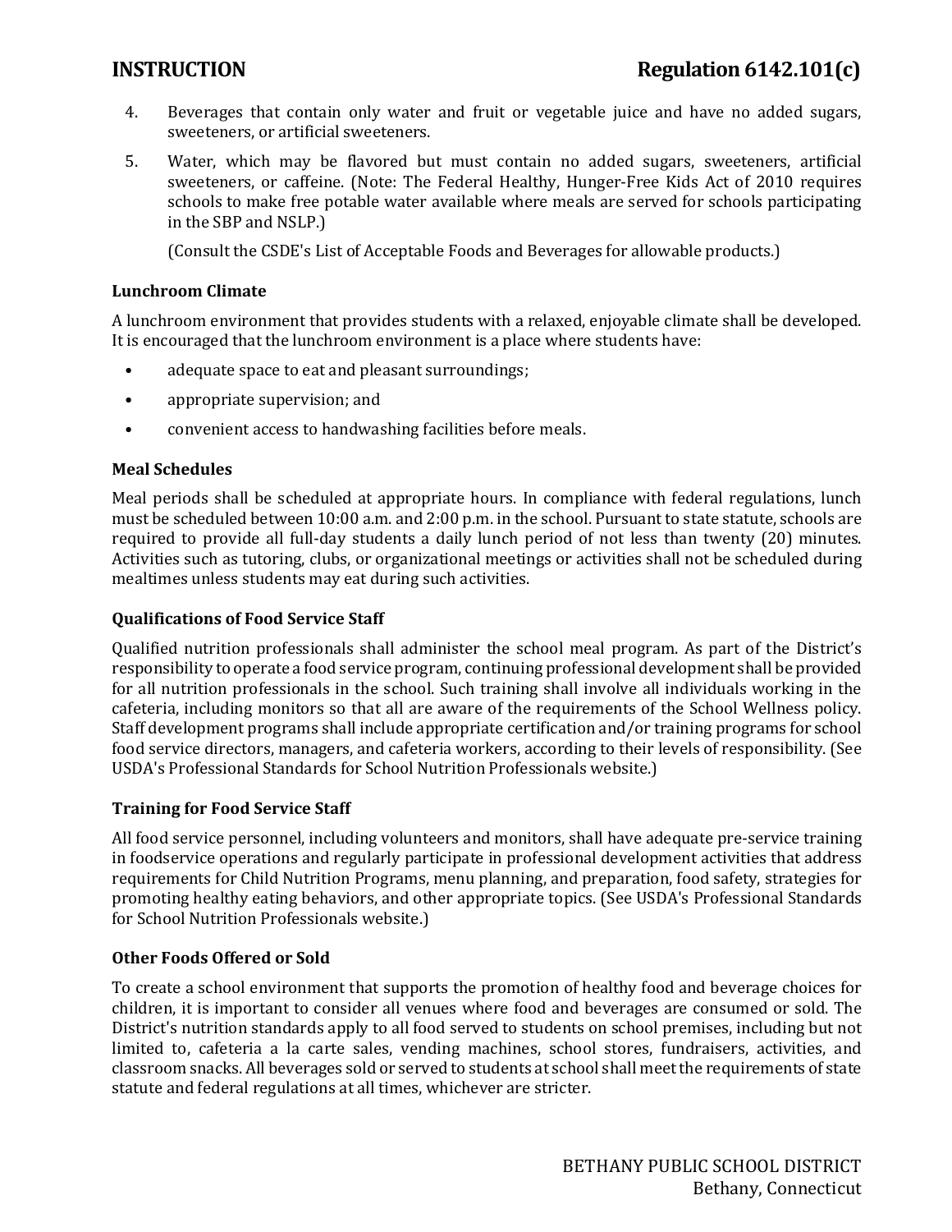4. Beverages that contain only water and fruit or vegetable juice and have no added sugars, sweeteners, or artificial sweeteners.
5. Water, which may be flavored but must contain no added sugars, sweeteners, artificial sweeteners, or caffeine. (Note: The Federal Healthy, Hunger-Free Kids Act of 2010 requires schools to make free potable water available where meals are served for schools participating in the SBP and NSLP.)

   (Consult the CSDE's List of Acceptable Foods and Beverages for allowable products.)

### Lunchroom Climate

A lunchroom environment that provides students with a relaxed, enjoyable climate shall be developed. It is encouraged that the lunchroom environment is a place where students have:

- adequate space to eat and pleasant surroundings;
- appropriate supervision; and
- convenient access to handwashing facilities before meals.

### Meal Schedules

Meal periods shall be scheduled at appropriate hours. In compliance with federal regulations, lunch must be scheduled between 10:00 a.m. and 2:00 p.m. in the school. Pursuant to state statute, schools are required to provide all full-day students a daily lunch period of not less than twenty (20) minutes. Activities such as tutoring, clubs, or organizational meetings or activities shall not be scheduled during mealtimes unless students may eat during such activities.

### Qualifications of Food Service Staff

Qualified nutrition professionals shall administer the school meal program. As part of the District's responsibility to operate a food service program, continuing professional development shall be provided for all nutrition professionals in the school. Such training shall involve all individuals working in the cafeteria, including monitors so that all are aware of the requirements of the School Wellness policy. Staff development programs shall include appropriate certification and/or training programs for school food service directors, managers, and cafeteria workers, according to their levels of responsibility. (See USDA's Professional Standards for School Nutrition Professionals website.)

### Training for Food Service Staff

All food service personnel, including volunteers and monitors, shall have adequate pre-service training in foodservice operations and regularly participate in professional development activities that address requirements for Child Nutrition Programs, menu planning, and preparation, food safety, strategies for promoting healthy eating behaviors, and other appropriate topics. (See USDA's Professional Standards for School Nutrition Professionals website.)

### Other Foods Offered or Sold

To create a school environment that supports the promotion of healthy food and beverage choices for children, it is important to consider all venues where food and beverages are consumed or sold. The District's nutrition standards apply to all food served to students on school premises, including but not limited to, cafeteria a la carte sales, vending machines, school stores, fundraisers, activities, and classroom snacks. All beverages sold or served to students at school shall meet the requirements of state statute and federal regulations at all times, whichever are stricter.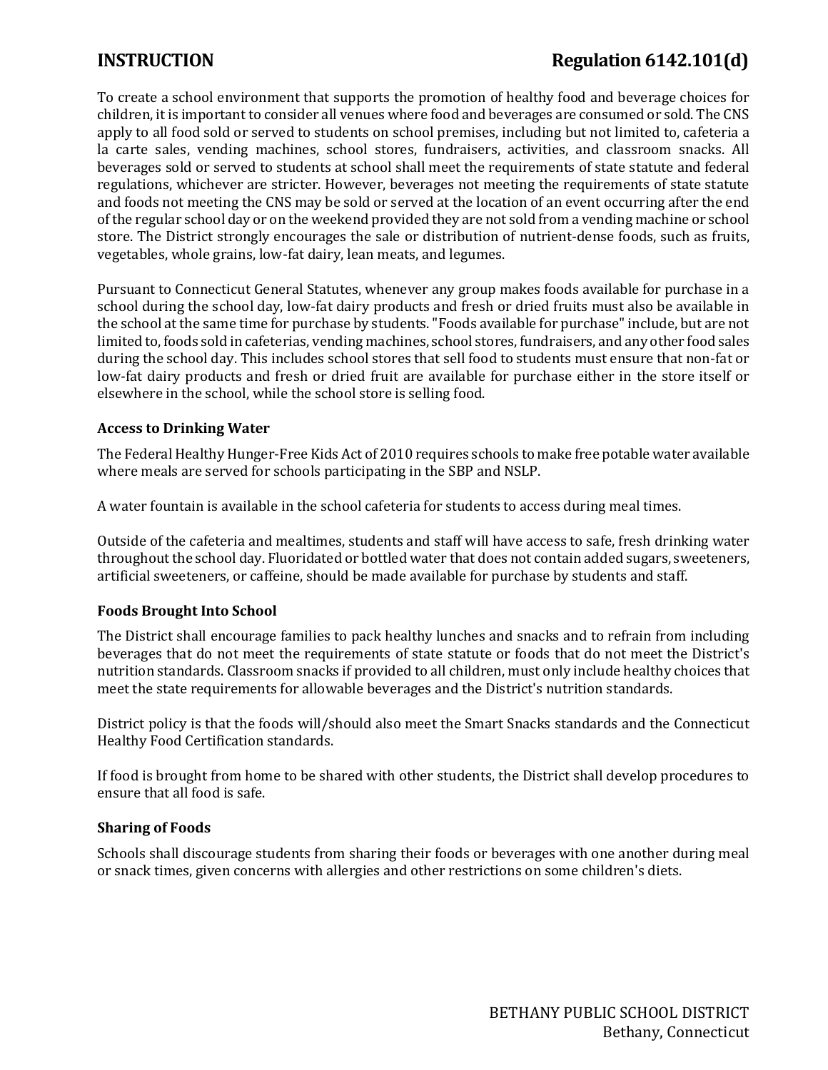To create a school environment that supports the promotion of healthy food and beverage choices for children, it is important to consider all venues where food and beverages are consumed or sold. The CNS apply to all food sold or served to students on school premises, including but not limited to, cafeteria a la carte sales, vending machines, school stores, fundraisers, activities, and classroom snacks. All beverages sold or served to students at school shall meet the requirements of state statute and federal regulations, whichever are stricter. However, beverages not meeting the requirements of state statute and foods not meeting the CNS may be sold or served at the location of an event occurring after the end of the regular school day or on the weekend provided they are not sold from a vending machine or school store. The District strongly encourages the sale or distribution of nutrient-dense foods, such as fruits, vegetables, whole grains, low-fat dairy, lean meats, and legumes.

Pursuant to Connecticut General Statutes, whenever any group makes foods available for purchase in a school during the school day, low-fat dairy products and fresh or dried fruits must also be available in the school at the same time for purchase by students. "Foods available for purchase" include, but are not limited to, foods sold in cafeterias, vending machines, school stores, fundraisers, and any other food sales during the school day. This includes school stores that sell food to students must ensure that non-fat or low-fat dairy products and fresh or dried fruit are available for purchase either in the store itself or elsewhere in the school, while the school store is selling food.

### Access to Drinking Water

The Federal Healthy Hunger-Free Kids Act of 2010 requires schools to make free potable water available where meals are served for schools participating in the SBP and NSLP.

A water fountain is available in the school cafeteria for students to access during meal times.

Outside of the cafeteria and mealtimes, students and staff will have access to safe, fresh drinking water throughout the school day. Fluoridated or bottled water that does not contain added sugars, sweeteners, artificial sweeteners, or caffeine, should be made available for purchase by students and staff.

### Foods Brought Into School

The District shall encourage families to pack healthy lunches and snacks and to refrain from including beverages that do not meet the requirements of state statute or foods that do not meet the District's nutrition standards. Classroom snacks if provided to all children, must only include healthy choices that meet the state requirements for allowable beverages and the District's nutrition standards.

District policy is that the foods will/should also meet the Smart Snacks standards and the Connecticut Healthy Food Certification standards.

If food is brought from home to be shared with other students, the District shall develop procedures to ensure that all food is safe.

### Sharing of Foods

Schools shall discourage students from sharing their foods or beverages with one another during meal or snack times, given concerns with allergies and other restrictions on some children's diets.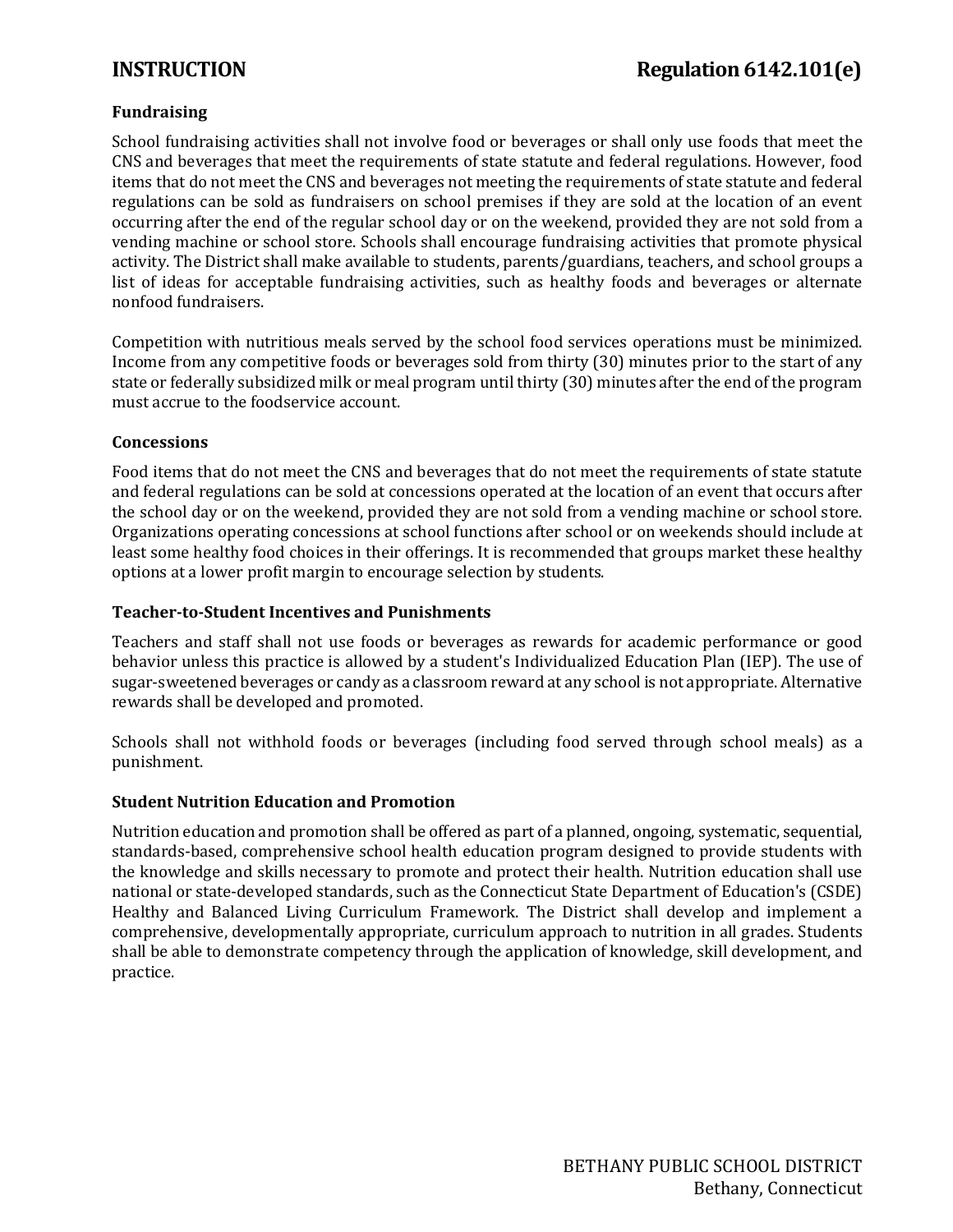### Fundraising

School fundraising activities shall not involve food or beverages or shall only use foods that meet the CNS and beverages that meet the requirements of state statute and federal regulations. However, food items that do not meet the CNS and beverages not meeting the requirements of state statute and federal regulations can be sold as fundraisers on school premises if they are sold at the location of an event occurring after the end of the regular school day or on the weekend, provided they are not sold from a vending machine or school store. Schools shall encourage fundraising activities that promote physical activity. The District shall make available to students, parents/guardians, teachers, and school groups a list of ideas for acceptable fundraising activities, such as healthy foods and beverages or alternate nonfood fundraisers.

Competition with nutritious meals served by the school food services operations must be minimized. Income from any competitive foods or beverages sold from thirty (30) minutes prior to the start of any state or federally subsidized milk or meal program until thirty (30) minutes after the end of the program must accrue to the foodservice account.

### Concessions

Food items that do not meet the CNS and beverages that do not meet the requirements of state statute and federal regulations can be sold at concessions operated at the location of an event that occurs after the school day or on the weekend, provided they are not sold from a vending machine or school store. Organizations operating concessions at school functions after school or on weekends should include at least some healthy food choices in their offerings. It is recommended that groups market these healthy options at a lower profit margin to encourage selection by students.

### Teacher-to-Student Incentives and Punishments

Teachers and staff shall not use foods or beverages as rewards for academic performance or good behavior unless this practice is allowed by a student's Individualized Education Plan (IEP). The use of sugar-sweetened beverages or candy as a classroom reward at any school is not appropriate. Alternative rewards shall be developed and promoted.

Schools shall not withhold foods or beverages (including food served through school meals) as a punishment.

### Student Nutrition Education and Promotion

Nutrition education and promotion shall be offered as part of a planned, ongoing, systematic, sequential, standards-based, comprehensive school health education program designed to provide students with the knowledge and skills necessary to promote and protect their health. Nutrition education shall use national or state-developed standards, such as the Connecticut State Department of Education's (CSDE) Healthy and Balanced Living Curriculum Framework. The District shall develop and implement a comprehensive, developmentally appropriate, curriculum approach to nutrition in all grades. Students shall be able to demonstrate competency through the application of knowledge, skill development, and practice.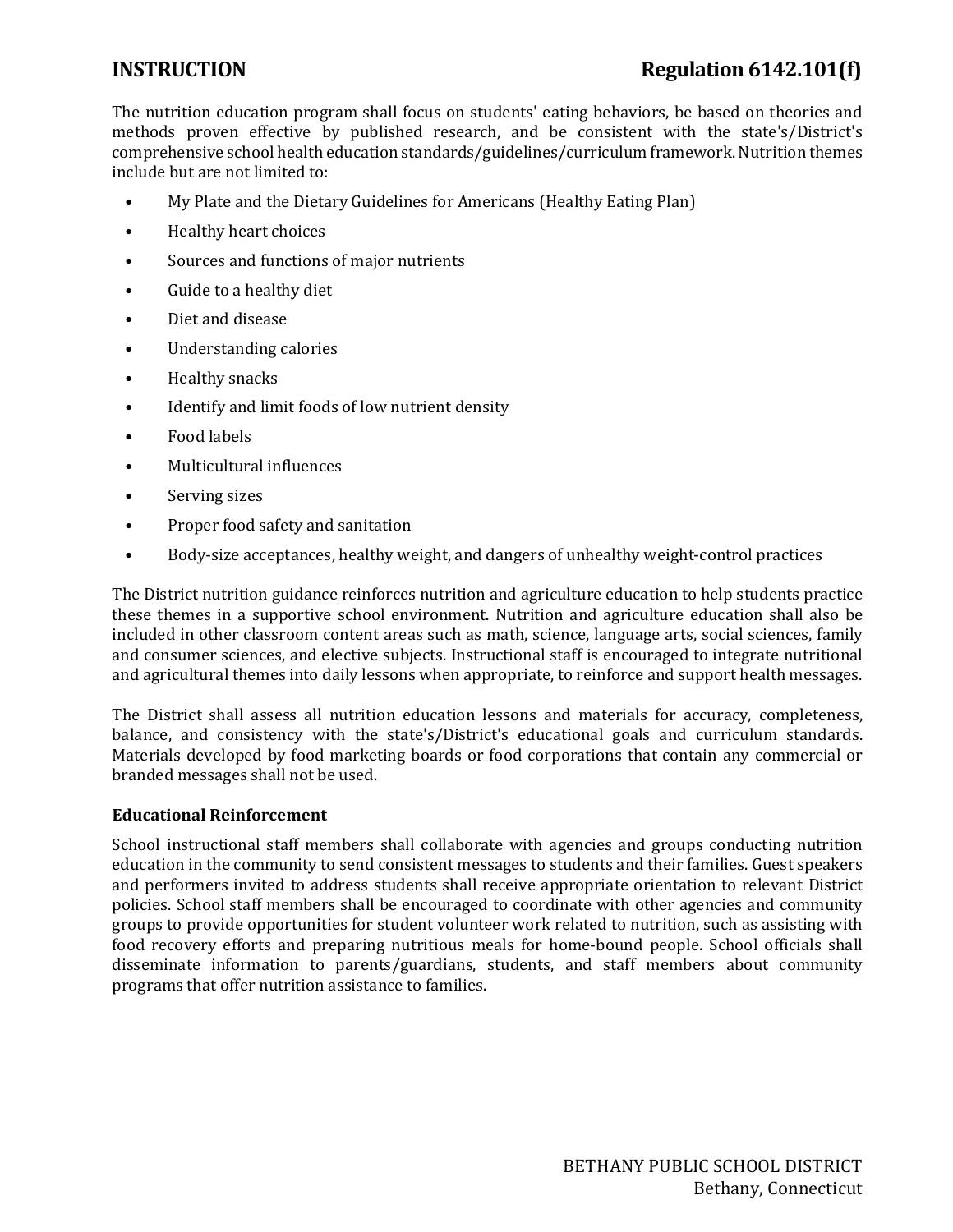The nutrition education program shall focus on students' eating behaviors, be based on theories and methods proven effective by published research, and be consistent with the state's/District's comprehensive school health education standards/guidelines/curriculum framework. Nutrition themes include but are not limited to:

- My Plate and the Dietary Guidelines for Americans (Healthy Eating Plan)
- Healthy heart choices
- Sources and functions of major nutrients
- Guide to a healthy diet
- Diet and disease
- Understanding calories
- Healthy snacks
- Identify and limit foods of low nutrient density
- Food labels
- Multicultural influences
- Serving sizes
- Proper food safety and sanitation
- Body-size acceptances, healthy weight, and dangers of unhealthy weight-control practices

The District nutrition guidance reinforces nutrition and agriculture education to help students practice these themes in a supportive school environment. Nutrition and agriculture education shall also be included in other classroom content areas such as math, science, language arts, social sciences, family and consumer sciences, and elective subjects. Instructional staff is encouraged to integrate nutritional and agricultural themes into daily lessons when appropriate, to reinforce and support health messages.

The District shall assess all nutrition education lessons and materials for accuracy, completeness, balance, and consistency with the state's/District's educational goals and curriculum standards. Materials developed by food marketing boards or food corporations that contain any commercial or branded messages shall not be used.

### Educational Reinforcement

School instructional staff members shall collaborate with agencies and groups conducting nutrition education in the community to send consistent messages to students and their families. Guest speakers and performers invited to address students shall receive appropriate orientation to relevant District policies. School staff members shall be encouraged to coordinate with other agencies and community groups to provide opportunities for student volunteer work related to nutrition, such as assisting with food recovery efforts and preparing nutritious meals for home-bound people. School officials shall disseminate information to parents/guardians, students, and staff members about community programs that offer nutrition assistance to families.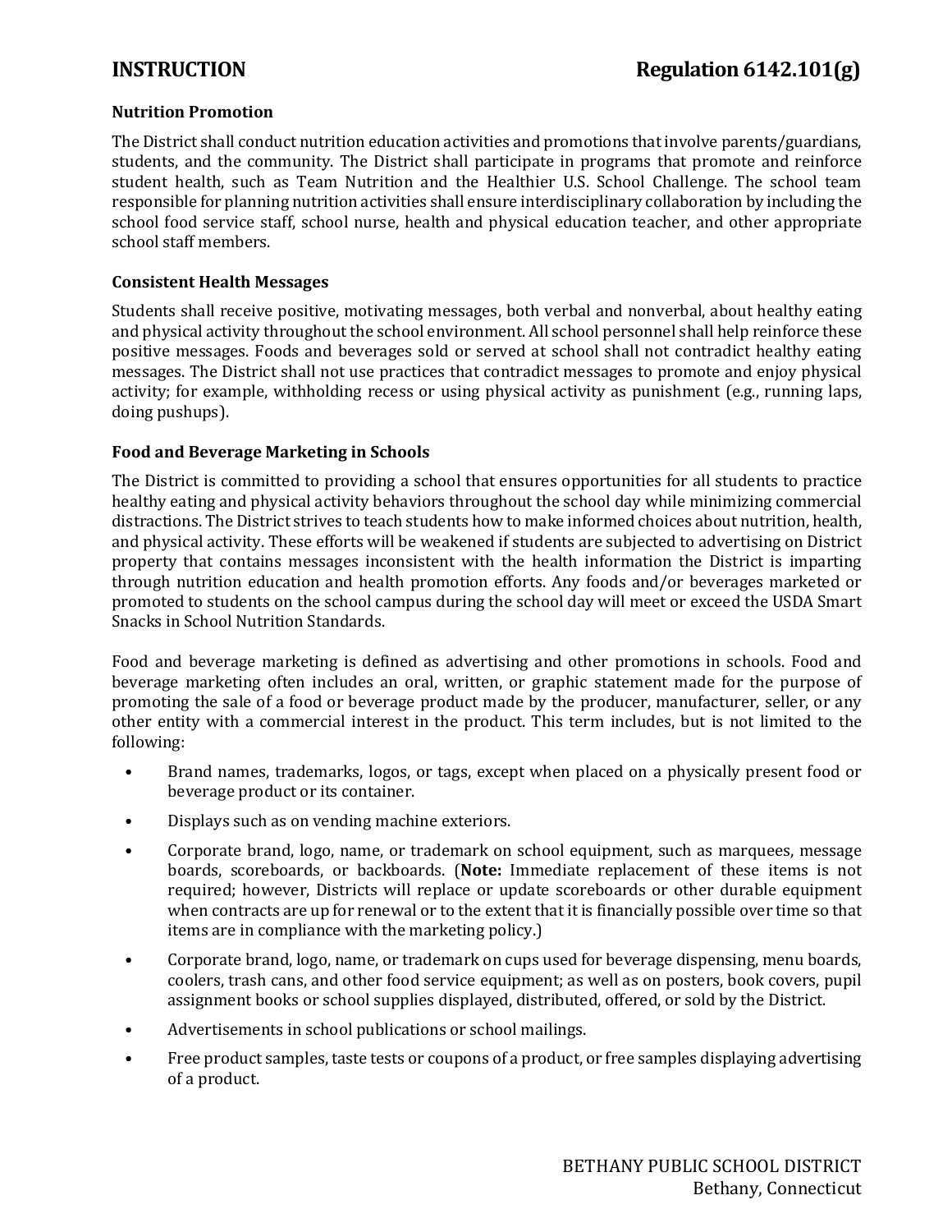### Nutrition Promotion

The District shall conduct nutrition education activities and promotions that involve parents/guardians, students, and the community. The District shall participate in programs that promote and reinforce student health, such as Team Nutrition and the Healthier U.S. School Challenge. The school team responsible for planning nutrition activities shall ensure interdisciplinary collaboration by including the school food service staff, school nurse, health and physical education teacher, and other appropriate school staff members.

### Consistent Health Messages

Students shall receive positive, motivating messages, both verbal and nonverbal, about healthy eating and physical activity throughout the school environment. All school personnel shall help reinforce these positive messages. Foods and beverages sold or served at school shall not contradict healthy eating messages. The District shall not use practices that contradict messages to promote and enjoy physical activity; for example, withholding recess or using physical activity as punishment (e.g., running laps, doing pushups).

### Food and Beverage Marketing in Schools

The District is committed to providing a school that ensures opportunities for all students to practice healthy eating and physical activity behaviors throughout the school day while minimizing commercial distractions. The District strives to teach students how to make informed choices about nutrition, health, and physical activity. These efforts will be weakened if students are subjected to advertising on District property that contains messages inconsistent with the health information the District is imparting through nutrition education and health promotion efforts. Any foods and/or beverages marketed or promoted to students on the school campus during the school day will meet or exceed the USDA Smart Snacks in School Nutrition Standards.

Food and beverage marketing is defined as advertising and other promotions in schools. Food and beverage marketing often includes an oral, written, or graphic statement made for the purpose of promoting the sale of a food or beverage product made by the producer, manufacturer, seller, or any other entity with a commercial interest in the product. This term includes, but is not limited to the following:

- Brand names, trademarks, logos, or tags, except when placed on a physically present food or beverage product or its container.
- Displays such as on vending machine exteriors.
- Corporate brand, logo, name, or trademark on school equipment, such as marquees, message boards, scoreboards, or backboards. (**Note:** Immediate replacement of these items is not required; however, Districts will replace or update scoreboards or other durable equipment when contracts are up for renewal or to the extent that it is financially possible over time so that items are in compliance with the marketing policy.)
- Corporate brand, logo, name, or trademark on cups used for beverage dispensing, menu boards, coolers, trash cans, and other food service equipment; as well as on posters, book covers, pupil assignment books or school supplies displayed, distributed, offered, or sold by the District.
- Advertisements in school publications or school mailings.
- Free product samples, taste tests or coupons of a product, or free samples displaying advertising of a product.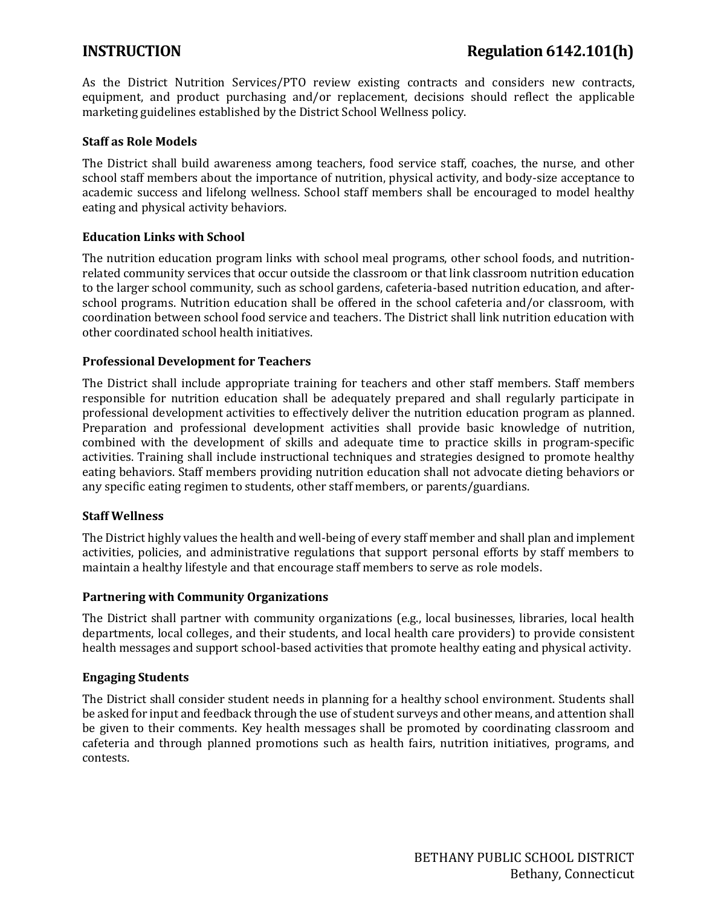As the District Nutrition Services/PTO review existing contracts and considers new contracts, equipment, and product purchasing and/or replacement, decisions should reflect the applicable marketing guidelines established by the District School Wellness policy.

### Staff as Role Models

The District shall build awareness among teachers, food service staff, coaches, the nurse, and other school staff members about the importance of nutrition, physical activity, and body-size acceptance to academic success and lifelong wellness. School staff members shall be encouraged to model healthy eating and physical activity behaviors.

### Education Links with School

The nutrition education program links with school meal programs, other school foods, and nutrition-related community services that occur outside the classroom or that link classroom nutrition education to the larger school community, such as school gardens, cafeteria-based nutrition education, and after-school programs. Nutrition education shall be offered in the school cafeteria and/or classroom, with coordination between school food service and teachers. The District shall link nutrition education with other coordinated school health initiatives.

### Professional Development for Teachers

The District shall include appropriate training for teachers and other staff members. Staff members responsible for nutrition education shall be adequately prepared and shall regularly participate in professional development activities to effectively deliver the nutrition education program as planned. Preparation and professional development activities shall provide basic knowledge of nutrition, combined with the development of skills and adequate time to practice skills in program-specific activities. Training shall include instructional techniques and strategies designed to promote healthy eating behaviors. Staff members providing nutrition education shall not advocate dieting behaviors or any specific eating regimen to students, other staff members, or parents/guardians.

### Staff Wellness

The District highly values the health and well-being of every staff member and shall plan and implement activities, policies, and administrative regulations that support personal efforts by staff members to maintain a healthy lifestyle and that encourage staff members to serve as role models.

### Partnering with Community Organizations

The District shall partner with community organizations (e.g., local businesses, libraries, local health departments, local colleges, and their students, and local health care providers) to provide consistent health messages and support school-based activities that promote healthy eating and physical activity.

### Engaging Students

The District shall consider student needs in planning for a healthy school environment. Students shall be asked for input and feedback through the use of student surveys and other means, and attention shall be given to their comments. Key health messages shall be promoted by coordinating classroom and cafeteria and through planned promotions such as health fairs, nutrition initiatives, programs, and contests.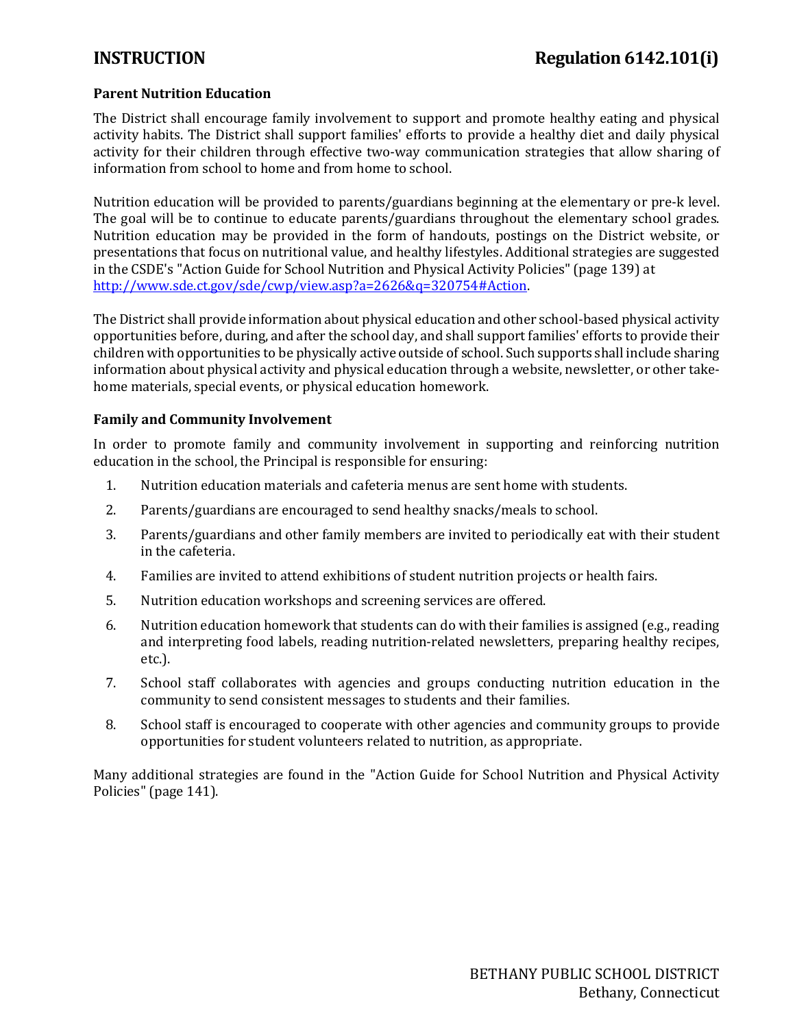**Parent Nutrition Education**

The District shall encourage family involvement to support and promote healthy eating and physical activity habits. The District shall support families' efforts to provide a healthy diet and daily physical activity for their children through effective two-way communication strategies that allow sharing of information from school to home and from home to school.

Nutrition education will be provided to parents/guardians beginning at the elementary or pre-k level. The goal will be to continue to educate parents/guardians throughout the elementary school grades. Nutrition education may be provided in the form of handouts, postings on the District website, or presentations that focus on nutritional value, and healthy lifestyles. Additional strategies are suggested in the CSDE's "Action Guide for School Nutrition and Physical Activity Policies" (page 139) at [http://www.sde.ct.gov/sde/cwp/view.asp?a=2626&q=320754#Action](http://www.sde.ct.gov/sde/cwp/view.asp?a=2626&q=320754#Action).

The District shall provide information about physical education and other school-based physical activity opportunities before, during, and after the school day, and shall support families' efforts to provide their children with opportunities to be physically active outside of school. Such supports shall include sharing information about physical activity and physical education through a website, newsletter, or other take-home materials, special events, or physical education homework.

**Family and Community Involvement**

In order to promote family and community involvement in supporting and reinforcing nutrition education in the school, the Principal is responsible for ensuring:

1. Nutrition education materials and cafeteria menus are sent home with students.
2. Parents/guardians are encouraged to send healthy snacks/meals to school.
3. Parents/guardians and other family members are invited to periodically eat with their student in the cafeteria.
4. Families are invited to attend exhibitions of student nutrition projects or health fairs.
5. Nutrition education workshops and screening services are offered.
6. Nutrition education homework that students can do with their families is assigned (e.g., reading and interpreting food labels, reading nutrition-related newsletters, preparing healthy recipes, etc.).
7. School staff collaborates with agencies and groups conducting nutrition education in the community to send consistent messages to students and their families.
8. School staff is encouraged to cooperate with other agencies and community groups to provide opportunities for student volunteers related to nutrition, as appropriate.

Many additional strategies are found in the "Action Guide for School Nutrition and Physical Activity Policies" (page 141).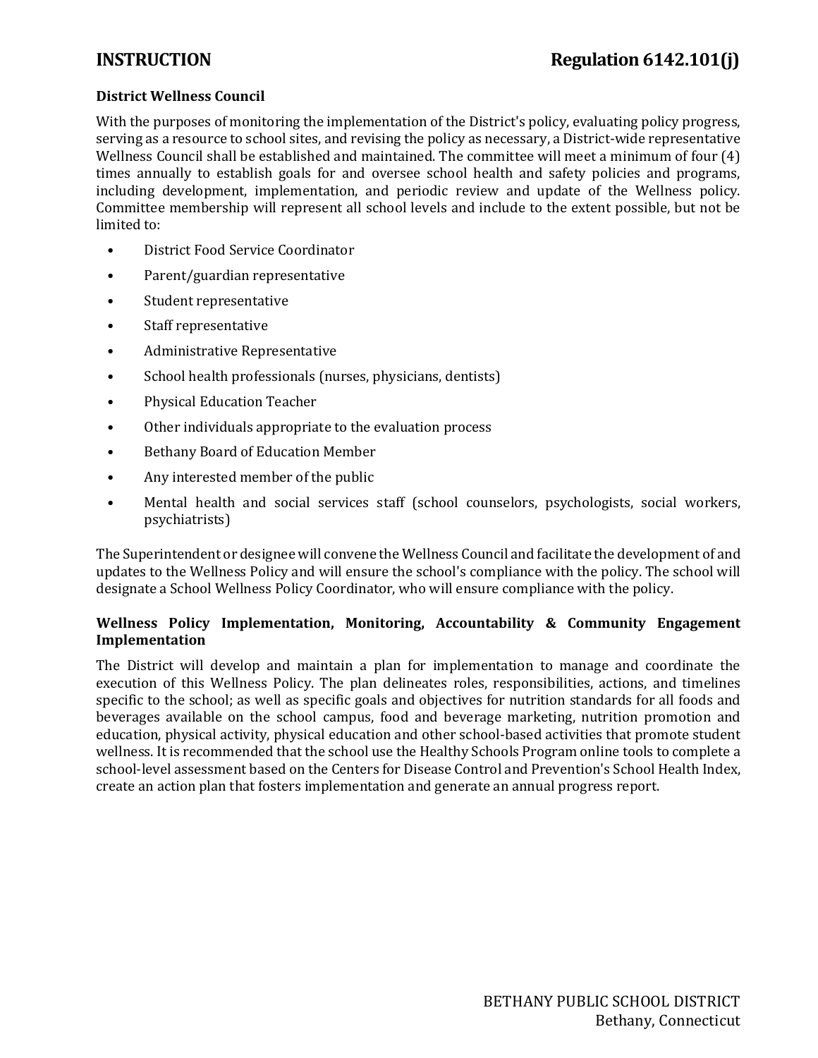**District Wellness Council**

With the purposes of monitoring the implementation of the District's policy, evaluating policy progress, serving as a resource to school sites, and revising the policy as necessary, a District-wide representative Wellness Council shall be established and maintained. The committee will meet a minimum of four (4) times annually to establish goals for and oversee school health and safety policies and programs, including development, implementation, and periodic review and update of the Wellness policy. Committee membership will represent all school levels and include to the extent possible, but not be limited to:

- District Food Service Coordinator
- Parent/guardian representative
- Student representative
- Staff representative
- Administrative Representative
- School health professionals (nurses, physicians, dentists)
- Physical Education Teacher
- Other individuals appropriate to the evaluation process
- Bethany Board of Education Member
- Any interested member of the public
- Mental health and social services staff (school counselors, psychologists, social workers, psychiatrists)

The Superintendent or designee will convene the Wellness Council and facilitate the development of and updates to the Wellness Policy and will ensure the school's compliance with the policy. The school will designate a School Wellness Policy Coordinator, who will ensure compliance with the policy.

**Wellness Policy Implementation, Monitoring, Accountability & Community Engagement Implementation**

The District will develop and maintain a plan for implementation to manage and coordinate the execution of this Wellness Policy. The plan delineates roles, responsibilities, actions, and timelines specific to the school; as well as specific goals and objectives for nutrition standards for all foods and beverages available on the school campus, food and beverage marketing, nutrition promotion and education, physical activity, physical education and other school-based activities that promote student wellness. It is recommended that the school use the Healthy Schools Program online tools to complete a school-level assessment based on the Centers for Disease Control and Prevention's School Health Index, create an action plan that fosters implementation and generate an annual progress report.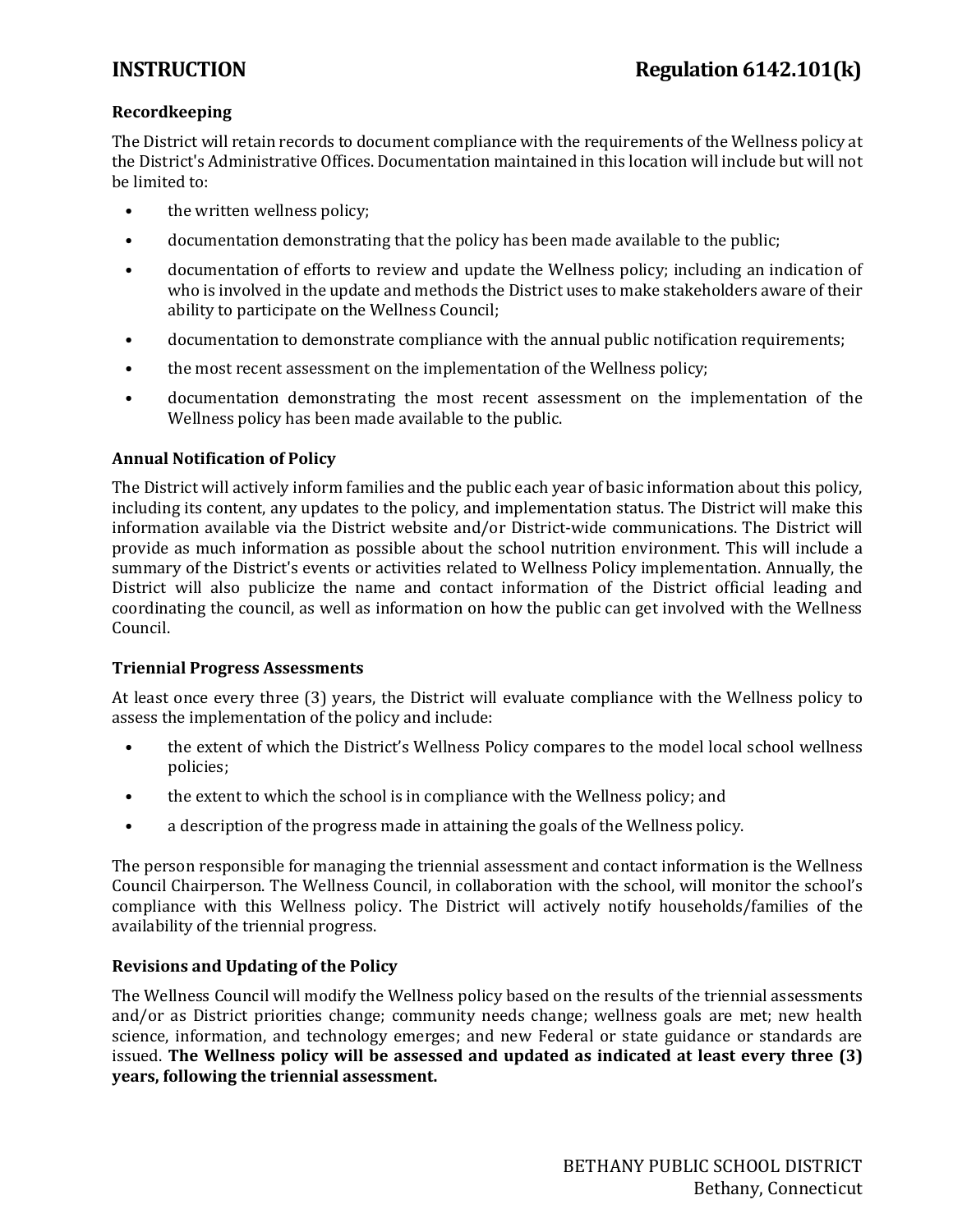### Recordkeeping

The District will retain records to document compliance with the requirements of the Wellness policy at the District's Administrative Offices. Documentation maintained in this location will include but will not be limited to:

- the written wellness policy;
- documentation demonstrating that the policy has been made available to the public;
- documentation of efforts to review and update the Wellness policy; including an indication of who is involved in the update and methods the District uses to make stakeholders aware of their ability to participate on the Wellness Council;
- documentation to demonstrate compliance with the annual public notification requirements;
- the most recent assessment on the implementation of the Wellness policy;
- documentation demonstrating the most recent assessment on the implementation of the Wellness policy has been made available to the public.

### Annual Notification of Policy

The District will actively inform families and the public each year of basic information about this policy, including its content, any updates to the policy, and implementation status. The District will make this information available via the District website and/or District-wide communications. The District will provide as much information as possible about the school nutrition environment. This will include a summary of the District's events or activities related to Wellness Policy implementation. Annually, the District will also publicize the name and contact information of the District official leading and coordinating the council, as well as information on how the public can get involved with the Wellness Council.

### Triennial Progress Assessments

At least once every three (3) years, the District will evaluate compliance with the Wellness policy to assess the implementation of the policy and include:

- the extent of which the District's Wellness Policy compares to the model local school wellness policies;
- the extent to which the school is in compliance with the Wellness policy; and
- a description of the progress made in attaining the goals of the Wellness policy.

The person responsible for managing the triennial assessment and contact information is the Wellness Council Chairperson. The Wellness Council, in collaboration with the school, will monitor the school's compliance with this Wellness policy. The District will actively notify households/families of the availability of the triennial progress.

### Revisions and Updating of the Policy

The Wellness Council will modify the Wellness policy based on the results of the triennial assessments and/or as District priorities change; community needs change; wellness goals are met; new health science, information, and technology emerges; and new Federal or state guidance or standards are issued. **The Wellness policy will be assessed and updated as indicated at least every three (3) years, following the triennial assessment.**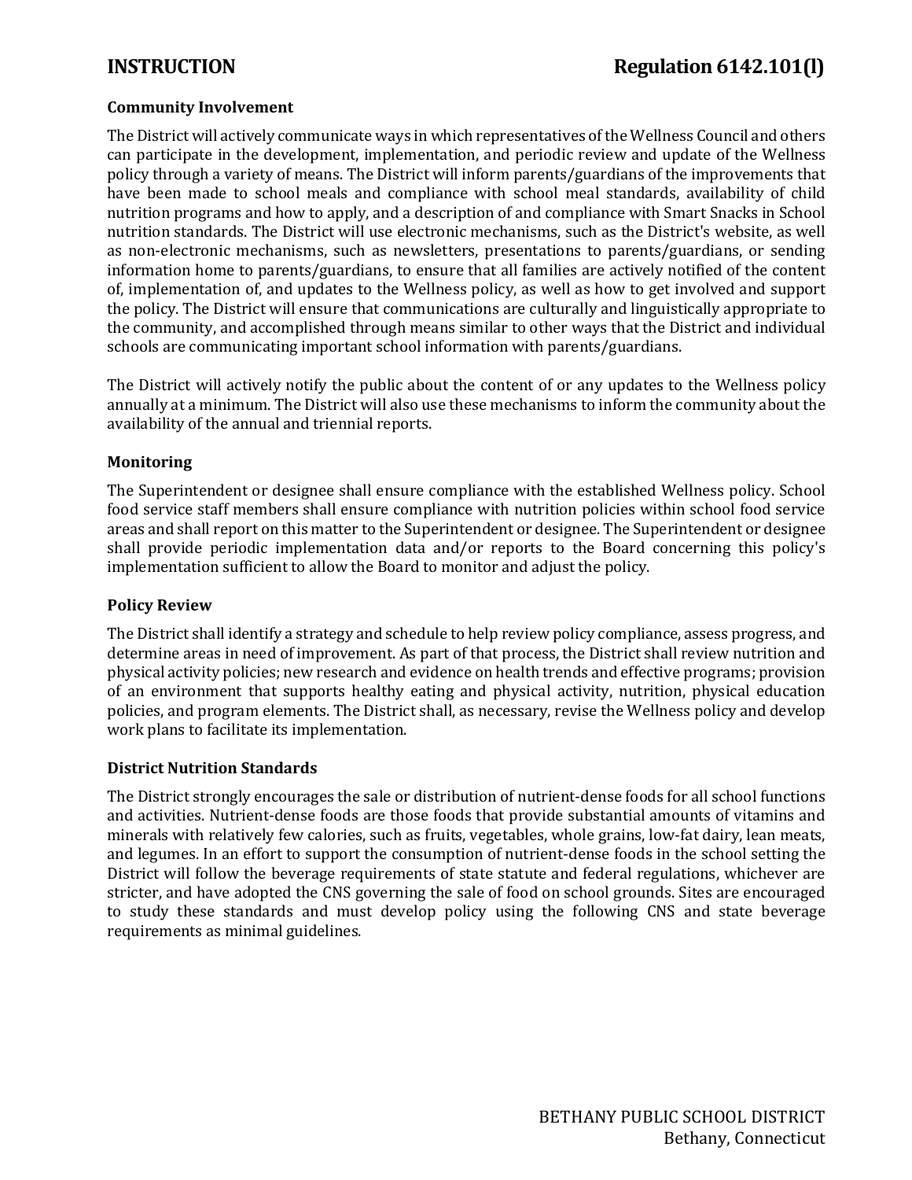### Community Involvement

The District will actively communicate ways in which representatives of the Wellness Council and others can participate in the development, implementation, and periodic review and update of the Wellness policy through a variety of means. The District will inform parents/guardians of the improvements that have been made to school meals and compliance with school meal standards, availability of child nutrition programs and how to apply, and a description of and compliance with Smart Snacks in School nutrition standards. The District will use electronic mechanisms, such as the District's website, as well as non-electronic mechanisms, such as newsletters, presentations to parents/guardians, or sending information home to parents/guardians, to ensure that all families are actively notified of the content of, implementation of, and updates to the Wellness policy, as well as how to get involved and support the policy. The District will ensure that communications are culturally and linguistically appropriate to the community, and accomplished through means similar to other ways that the District and individual schools are communicating important school information with parents/guardians.

The District will actively notify the public about the content of or any updates to the Wellness policy annually at a minimum. The District will also use these mechanisms to inform the community about the availability of the annual and triennial reports.

### Monitoring

The Superintendent or designee shall ensure compliance with the established Wellness policy. School food service staff members shall ensure compliance with nutrition policies within school food service areas and shall report on this matter to the Superintendent or designee. The Superintendent or designee shall provide periodic implementation data and/or reports to the Board concerning this policy's implementation sufficient to allow the Board to monitor and adjust the policy.

### Policy Review

The District shall identify a strategy and schedule to help review policy compliance, assess progress, and determine areas in need of improvement. As part of that process, the District shall review nutrition and physical activity policies; new research and evidence on health trends and effective programs; provision of an environment that supports healthy eating and physical activity, nutrition, physical education policies, and program elements. The District shall, as necessary, revise the Wellness policy and develop work plans to facilitate its implementation.

### District Nutrition Standards

The District strongly encourages the sale or distribution of nutrient-dense foods for all school functions and activities. Nutrient-dense foods are those foods that provide substantial amounts of vitamins and minerals with relatively few calories, such as fruits, vegetables, whole grains, low-fat dairy, lean meats, and legumes. In an effort to support the consumption of nutrient-dense foods in the school setting the District will follow the beverage requirements of state statute and federal regulations, whichever are stricter, and have adopted the CNS governing the sale of food on school grounds. Sites are encouraged to study these standards and must develop policy using the following CNS and state beverage requirements as minimal guidelines.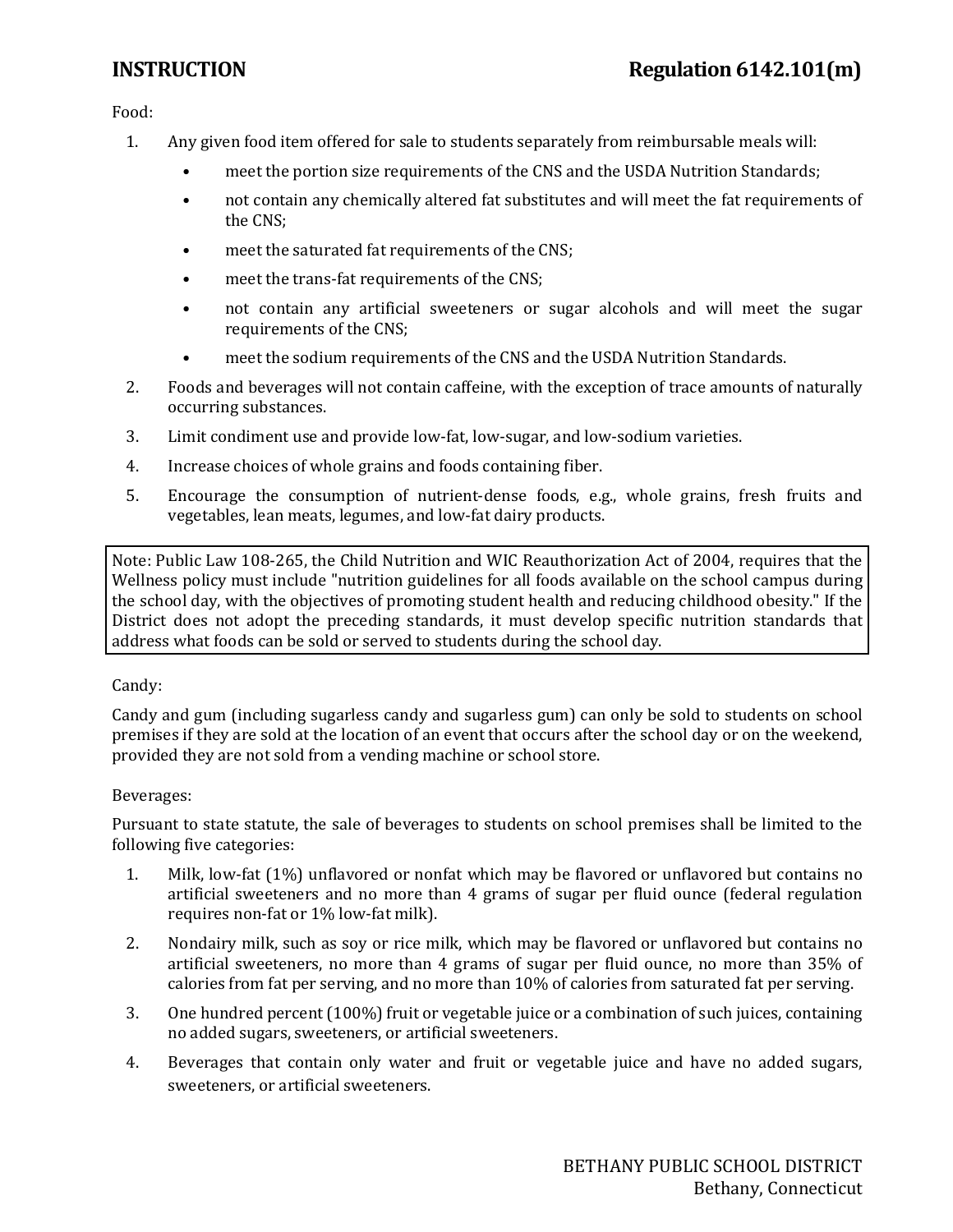Food:

1. Any given food item offered for sale to students separately from reimbursable meals will:
   - meet the portion size requirements of the CNS and the USDA Nutrition Standards;
   - not contain any chemically altered fat substitutes and will meet the fat requirements of the CNS;
   - meet the saturated fat requirements of the CNS;
   - meet the trans-fat requirements of the CNS;
   - not contain any artificial sweeteners or sugar alcohols and will meet the sugar requirements of the CNS;
   - meet the sodium requirements of the CNS and the USDA Nutrition Standards.
2. Foods and beverages will not contain caffeine, with the exception of trace amounts of naturally occurring substances.
3. Limit condiment use and provide low-fat, low-sugar, and low-sodium varieties.
4. Increase choices of whole grains and foods containing fiber.
5. Encourage the consumption of nutrient-dense foods, e.g., whole grains, fresh fruits and vegetables, lean meats, legumes, and low-fat dairy products.

> Note: Public Law 108-265, the Child Nutrition and WIC Reauthorization Act of 2004, requires that the Wellness policy must include "nutrition guidelines for all foods available on the school campus during the school day, with the objectives of promoting student health and reducing childhood obesity." If the District does not adopt the preceding standards, it must develop specific nutrition standards that address what foods can be sold or served to students during the school day.

Candy:

Candy and gum (including sugarless candy and sugarless gum) can only be sold to students on school premises if they are sold at the location of an event that occurs after the school day or on the weekend, provided they are not sold from a vending machine or school store.

Beverages:

Pursuant to state statute, the sale of beverages to students on school premises shall be limited to the following five categories:

1. Milk, low-fat (1%) unflavored or nonfat which may be flavored or unflavored but contains no artificial sweeteners and no more than 4 grams of sugar per fluid ounce (federal regulation requires non-fat or 1% low-fat milk).
2. Nondairy milk, such as soy or rice milk, which may be flavored or unflavored but contains no artificial sweeteners, no more than 4 grams of sugar per fluid ounce, no more than 35% of calories from fat per serving, and no more than 10% of calories from saturated fat per serving.
3. One hundred percent (100%) fruit or vegetable juice or a combination of such juices, containing no added sugars, sweeteners, or artificial sweeteners.
4. Beverages that contain only water and fruit or vegetable juice and have no added sugars, sweeteners, or artificial sweeteners.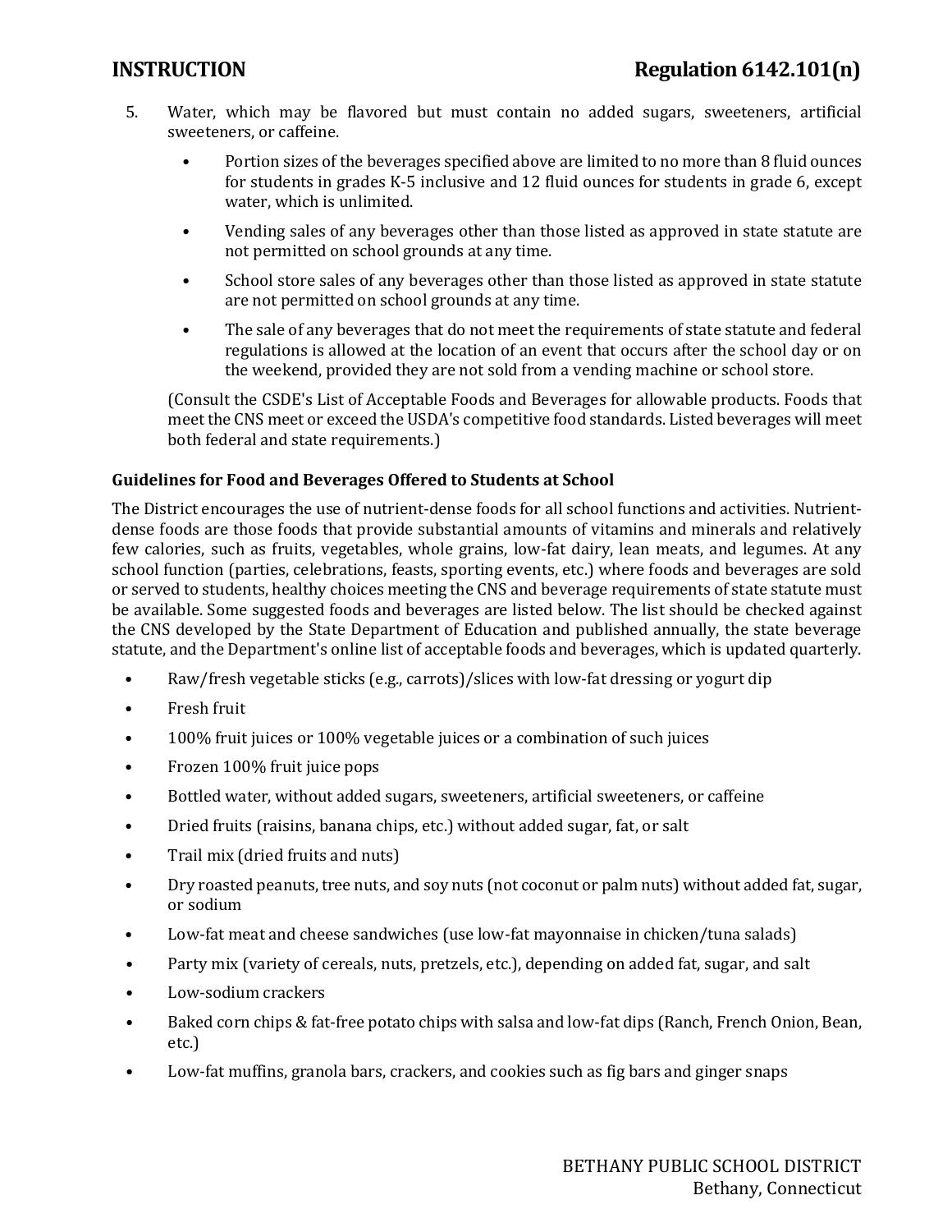5. Water, which may be flavored but must contain no added sugars, sweeteners, artificial sweeteners, or caffeine.

   - Portion sizes of the beverages specified above are limited to no more than 8 fluid ounces for students in grades K-5 inclusive and 12 fluid ounces for students in grade 6, except water, which is unlimited.
   - Vending sales of any beverages other than those listed as approved in state statute are not permitted on school grounds at any time.
   - School store sales of any beverages other than those listed as approved in state statute are not permitted on school grounds at any time.
   - The sale of any beverages that do not meet the requirements of state statute and federal regulations is allowed at the location of an event that occurs after the school day or on the weekend, provided they are not sold from a vending machine or school store.

   (Consult the CSDE's List of Acceptable Foods and Beverages for allowable products. Foods that meet the CNS meet or exceed the USDA's competitive food standards. Listed beverages will meet both federal and state requirements.)

**Guidelines for Food and Beverages Offered to Students at School**

The District encourages the use of nutrient-dense foods for all school functions and activities. Nutrient-dense foods are those foods that provide substantial amounts of vitamins and minerals and relatively few calories, such as fruits, vegetables, whole grains, low-fat dairy, lean meats, and legumes. At any school function (parties, celebrations, feasts, sporting events, etc.) where foods and beverages are sold or served to students, healthy choices meeting the CNS and beverage requirements of state statute must be available. Some suggested foods and beverages are listed below. The list should be checked against the CNS developed by the State Department of Education and published annually, the state beverage statute, and the Department's online list of acceptable foods and beverages, which is updated quarterly.

- Raw/fresh vegetable sticks (e.g., carrots)/slices with low-fat dressing or yogurt dip
- Fresh fruit
- 100% fruit juices or 100% vegetable juices or a combination of such juices
- Frozen 100% fruit juice pops
- Bottled water, without added sugars, sweeteners, artificial sweeteners, or caffeine
- Dried fruits (raisins, banana chips, etc.) without added sugar, fat, or salt
- Trail mix (dried fruits and nuts)
- Dry roasted peanuts, tree nuts, and soy nuts (not coconut or palm nuts) without added fat, sugar, or sodium
- Low-fat meat and cheese sandwiches (use low-fat mayonnaise in chicken/tuna salads)
- Party mix (variety of cereals, nuts, pretzels, etc.), depending on added fat, sugar, and salt
- Low-sodium crackers
- Baked corn chips & fat-free potato chips with salsa and low-fat dips (Ranch, French Onion, Bean, etc.)
- Low-fat muffins, granola bars, crackers, and cookies such as fig bars and ginger snaps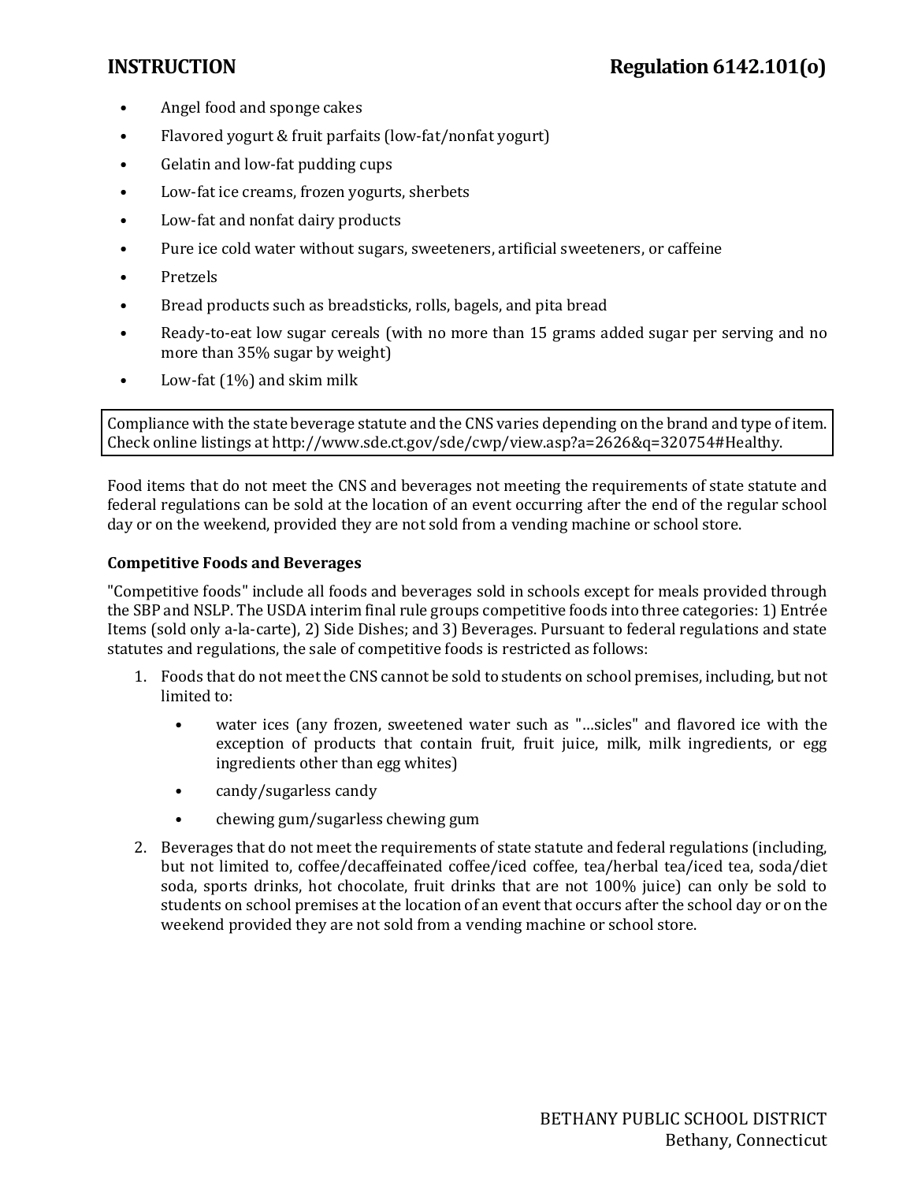- Angel food and sponge cakes
- Flavored yogurt & fruit parfaits (low-fat/nonfat yogurt)
- Gelatin and low-fat pudding cups
- Low-fat ice creams, frozen yogurts, sherbets
- Low-fat and nonfat dairy products
- Pure ice cold water without sugars, sweeteners, artificial sweeteners, or caffeine
- Pretzels
- Bread products such as breadsticks, rolls, bagels, and pita bread
- Ready-to-eat low sugar cereals (with no more than 15 grams added sugar per serving and no more than 35% sugar by weight)
- Low-fat (1%) and skim milk

> Compliance with the state beverage statute and the CNS varies depending on the brand and type of item. Check online listings at http://www.sde.ct.gov/sde/cwp/view.asp?a=2626&q=320754#Healthy.

Food items that do not meet the CNS and beverages not meeting the requirements of state statute and federal regulations can be sold at the location of an event occurring after the end of the regular school day or on the weekend, provided they are not sold from a vending machine or school store.

**Competitive Foods and Beverages**

"Competitive foods" include all foods and beverages sold in schools except for meals provided through the SBP and NSLP. The USDA interim final rule groups competitive foods into three categories: 1) Entrée Items (sold only a-la-carte), 2) Side Dishes; and 3) Beverages. Pursuant to federal regulations and state statutes and regulations, the sale of competitive foods is restricted as follows:

1. Foods that do not meet the CNS cannot be sold to students on school premises, including, but not limited to:
   - water ices (any frozen, sweetened water such as "…sicles" and flavored ice with the exception of products that contain fruit, fruit juice, milk, milk ingredients, or egg ingredients other than egg whites)
   - candy/sugarless candy
   - chewing gum/sugarless chewing gum
2. Beverages that do not meet the requirements of state statute and federal regulations (including, but not limited to, coffee/decaffeinated coffee/iced coffee, tea/herbal tea/iced tea, soda/diet soda, sports drinks, hot chocolate, fruit drinks that are not 100% juice) can only be sold to students on school premises at the location of an event that occurs after the school day or on the weekend provided they are not sold from a vending machine or school store.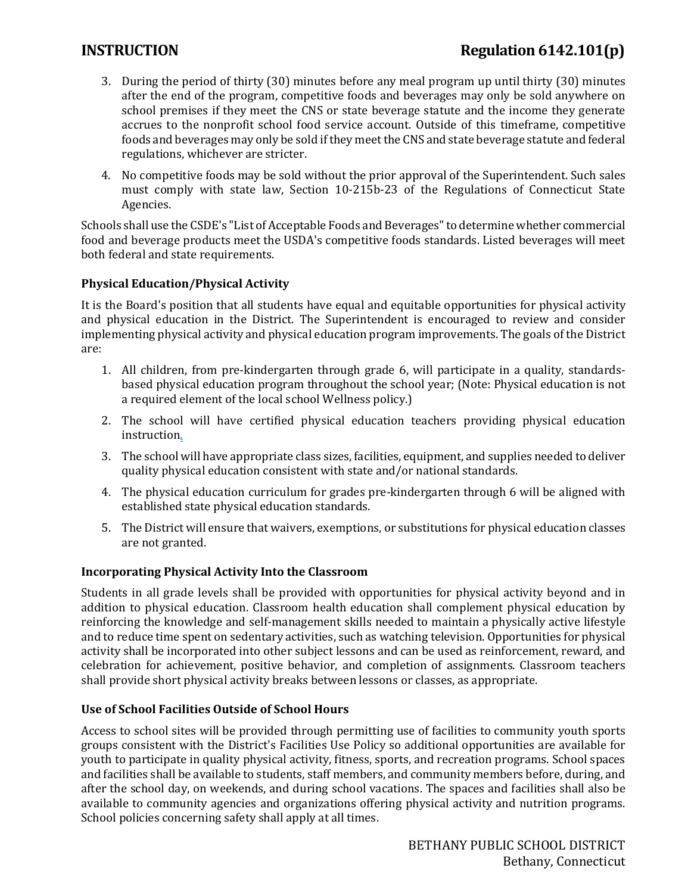3. During the period of thirty (30) minutes before any meal program up until thirty (30) minutes after the end of the program, competitive foods and beverages may only be sold anywhere on school premises if they meet the CNS or state beverage statute and the income they generate accrues to the nonprofit school food service account. Outside of this timeframe, competitive foods and beverages may only be sold if they meet the CNS and state beverage statute and federal regulations, whichever are stricter.
4. No competitive foods may be sold without the prior approval of the Superintendent. Such sales must comply with state law, Section 10-215b-23 of the Regulations of Connecticut State Agencies.

Schools shall use the CSDE's "List of Acceptable Foods and Beverages" to determine whether commercial food and beverage products meet the USDA's competitive foods standards. Listed beverages will meet both federal and state requirements.

**Physical Education/Physical Activity**

It is the Board's position that all students have equal and equitable opportunities for physical activity and physical education in the District. The Superintendent is encouraged to review and consider implementing physical activity and physical education program improvements. The goals of the District are:

1. All children, from pre-kindergarten through grade 6, will participate in a quality, standards-based physical education program throughout the school year; (Note: Physical education is not a required element of the local school Wellness policy.)
2. The school will have certified physical education teachers providing physical education instruction.
3. The school will have appropriate class sizes, facilities, equipment, and supplies needed to deliver quality physical education consistent with state and/or national standards.
4. The physical education curriculum for grades pre-kindergarten through 6 will be aligned with established state physical education standards.
5. The District will ensure that waivers, exemptions, or substitutions for physical education classes are not granted.

**Incorporating Physical Activity Into the Classroom**

Students in all grade levels shall be provided with opportunities for physical activity beyond and in addition to physical education. Classroom health education shall complement physical education by reinforcing the knowledge and self-management skills needed to maintain a physically active lifestyle and to reduce time spent on sedentary activities, such as watching television. Opportunities for physical activity shall be incorporated into other subject lessons and can be used as reinforcement, reward, and celebration for achievement, positive behavior, and completion of assignments. Classroom teachers shall provide short physical activity breaks between lessons or classes, as appropriate.

**Use of School Facilities Outside of School Hours**

Access to school sites will be provided through permitting use of facilities to community youth sports groups consistent with the District's Facilities Use Policy so additional opportunities are available for youth to participate in quality physical activity, fitness, sports, and recreation programs. School spaces and facilities shall be available to students, staff members, and community members before, during, and after the school day, on weekends, and during school vacations. The spaces and facilities shall also be available to community agencies and organizations offering physical activity and nutrition programs. School policies concerning safety shall apply at all times.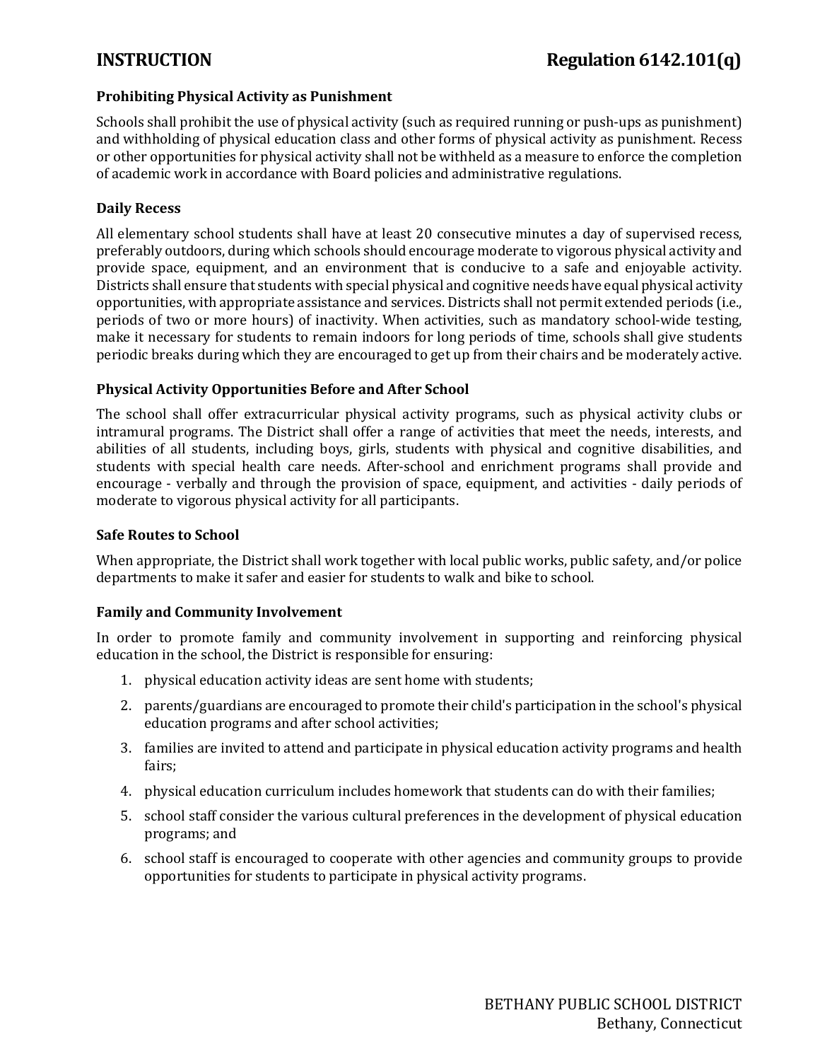### Prohibiting Physical Activity as Punishment

Schools shall prohibit the use of physical activity (such as required running or push-ups as punishment) and withholding of physical education class and other forms of physical activity as punishment. Recess or other opportunities for physical activity shall not be withheld as a measure to enforce the completion of academic work in accordance with Board policies and administrative regulations.

### Daily Recess

All elementary school students shall have at least 20 consecutive minutes a day of supervised recess, preferably outdoors, during which schools should encourage moderate to vigorous physical activity and provide space, equipment, and an environment that is conducive to a safe and enjoyable activity. Districts shall ensure that students with special physical and cognitive needs have equal physical activity opportunities, with appropriate assistance and services. Districts shall not permit extended periods (i.e., periods of two or more hours) of inactivity. When activities, such as mandatory school-wide testing, make it necessary for students to remain indoors for long periods of time, schools shall give students periodic breaks during which they are encouraged to get up from their chairs and be moderately active.

### Physical Activity Opportunities Before and After School

The school shall offer extracurricular physical activity programs, such as physical activity clubs or intramural programs. The District shall offer a range of activities that meet the needs, interests, and abilities of all students, including boys, girls, students with physical and cognitive disabilities, and students with special health care needs. After-school and enrichment programs shall provide and encourage - verbally and through the provision of space, equipment, and activities - daily periods of moderate to vigorous physical activity for all participants.

### Safe Routes to School

When appropriate, the District shall work together with local public works, public safety, and/or police departments to make it safer and easier for students to walk and bike to school.

### Family and Community Involvement

In order to promote family and community involvement in supporting and reinforcing physical education in the school, the District is responsible for ensuring:

1. physical education activity ideas are sent home with students;
2. parents/guardians are encouraged to promote their child's participation in the school's physical education programs and after school activities;
3. families are invited to attend and participate in physical education activity programs and health fairs;
4. physical education curriculum includes homework that students can do with their families;
5. school staff consider the various cultural preferences in the development of physical education programs; and
6. school staff is encouraged to cooperate with other agencies and community groups to provide opportunities for students to participate in physical activity programs.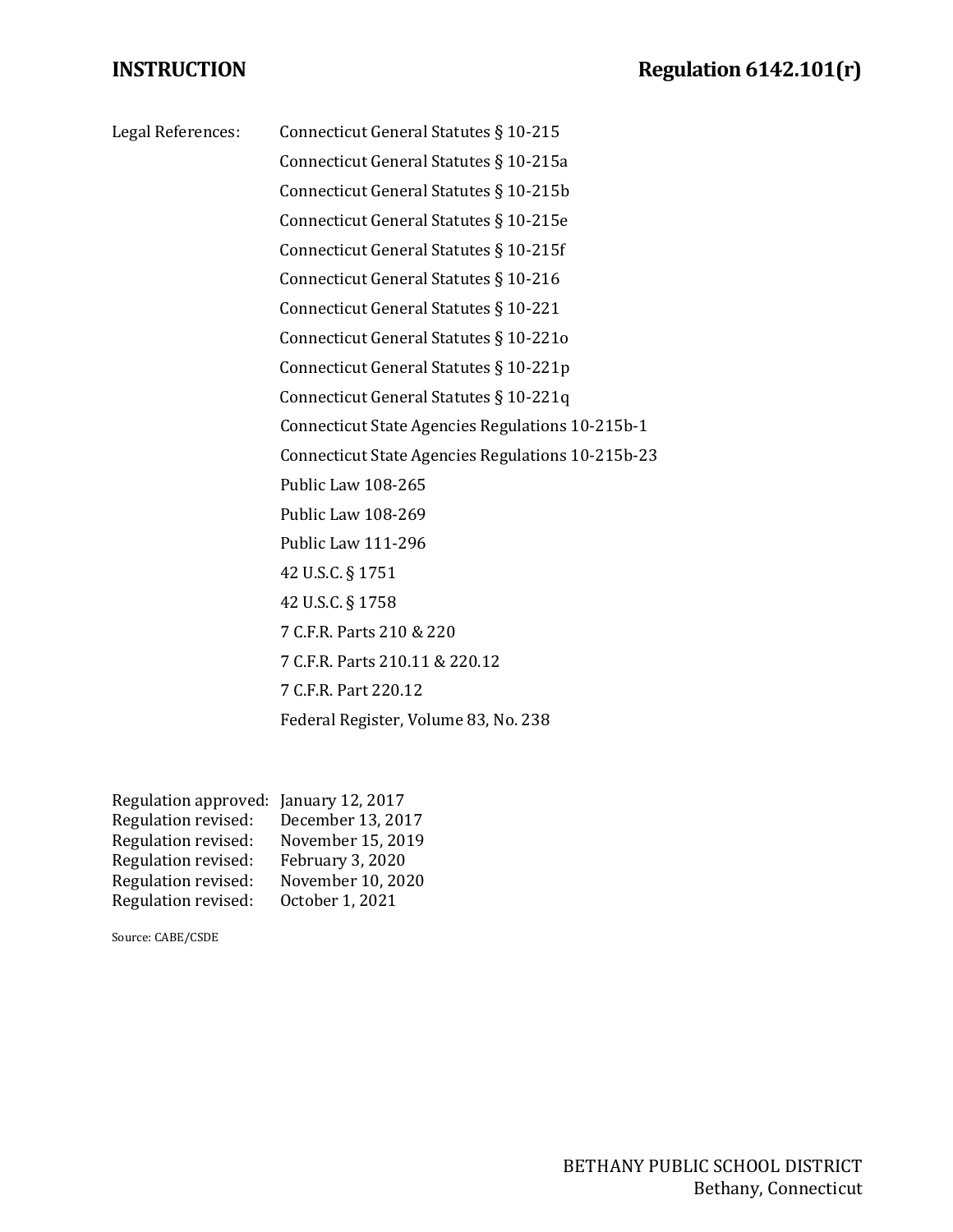Legal References:

- Connecticut General Statutes § 10-215
- Connecticut General Statutes § 10-215a
- Connecticut General Statutes § 10-215b
- Connecticut General Statutes § 10-215e
- Connecticut General Statutes § 10-215f
- Connecticut General Statutes § 10-216
- Connecticut General Statutes § 10-221
- Connecticut General Statutes § 10-221o
- Connecticut General Statutes § 10-221p
- Connecticut General Statutes § 10-221q
- Connecticut State Agencies Regulations 10-215b-1
- Connecticut State Agencies Regulations 10-215b-23
- Public Law 108-265
- Public Law 108-269
- Public Law 111-296
- 42 U.S.C. § 1751
- 42 U.S.C. § 1758
- 7 C.F.R. Parts 210 & 220
- 7 C.F.R. Parts 210.11 & 220.12
- 7 C.F.R. Part 220.12
- Federal Register, Volume 83, No. 238

Regulation approved: January 12, 2017
Regulation revised: December 13, 2017
Regulation revised: November 15, 2019
Regulation revised: February 3, 2020
Regulation revised: November 10, 2020
Regulation revised: October 1, 2021

Source: CABE/CSDE